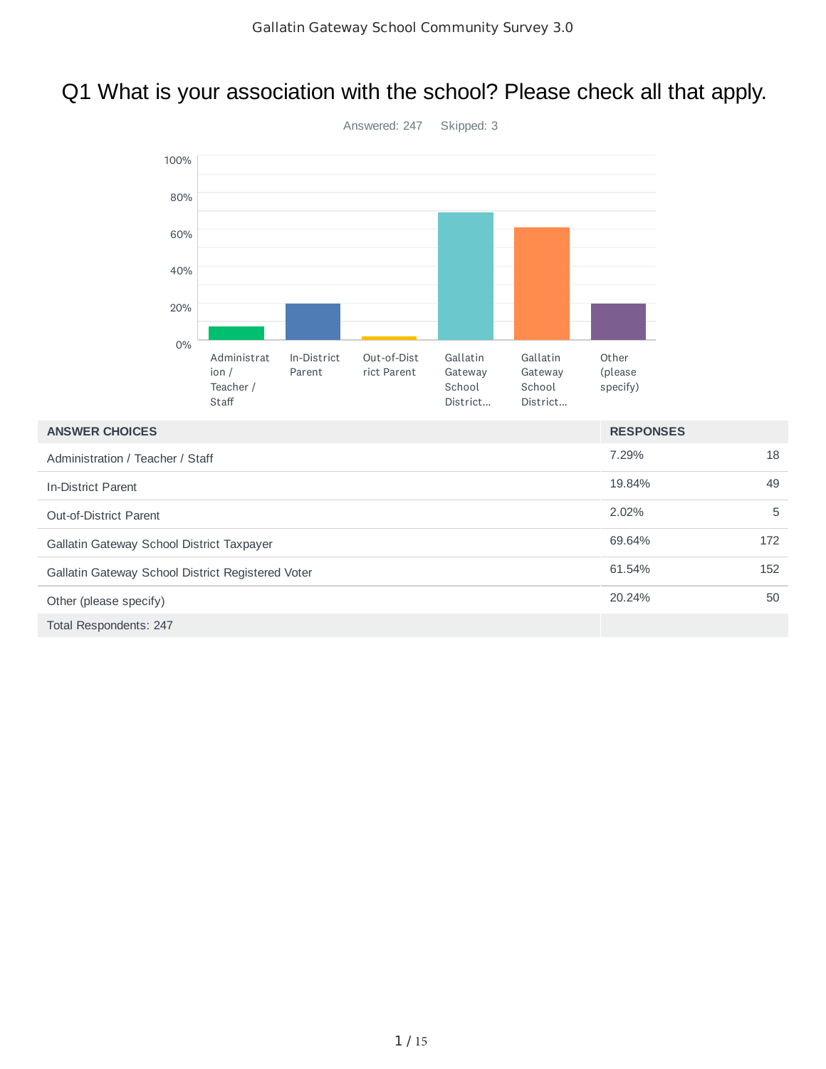# Q1 What is your association with the school? Please check all that apply.

Answered: 247 Skipped: 3

| ANSWER CHOICES | RESPONSES | |
|---|---|---|
| Administration / Teacher / Staff | 7.29% | 18 |
| In-District Parent | 19.84% | 49 |
| Out-of-District Parent | 2.02% | 5 |
| Gallatin Gateway School District Taxpayer | 69.64% | 172 |
| Gallatin Gateway School District Registered Voter | 61.54% | 152 |
| Other (please specify) | 20.24% | 50 |
| Total Respondents: 247 | | |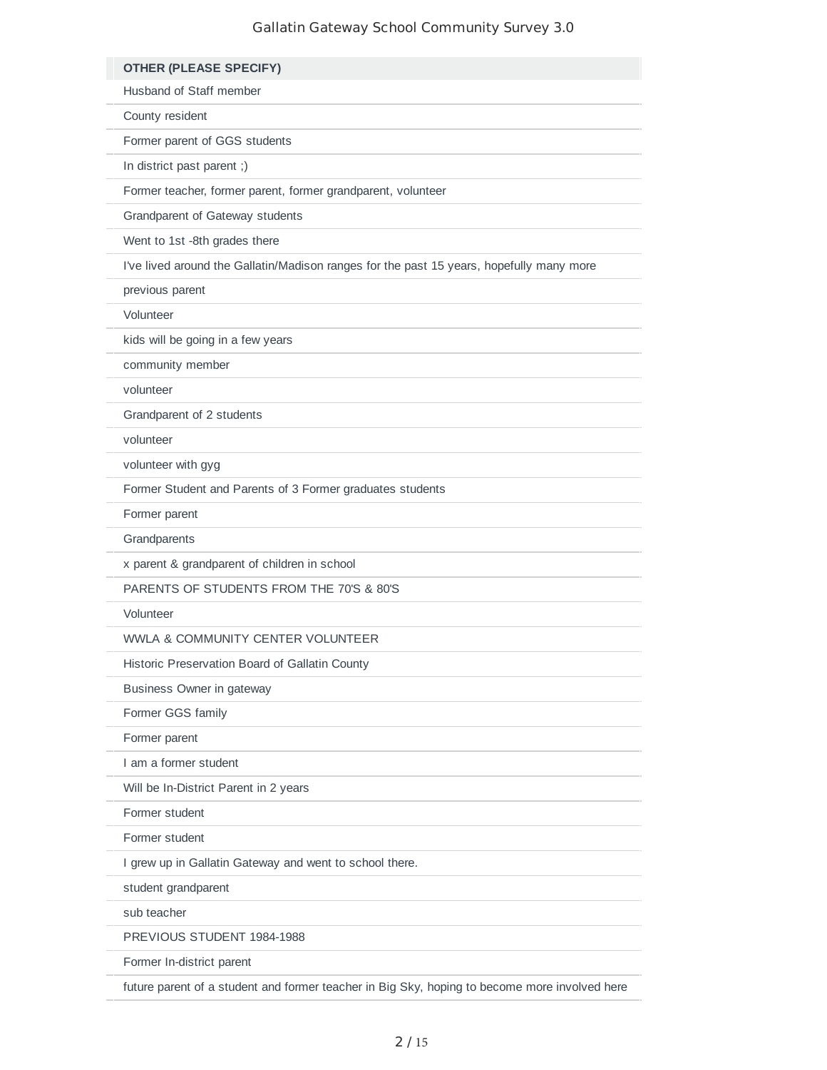| OTHER (PLEASE SPECIFY) |
| --- |
| Husband of Staff member |
| County resident |
| Former parent of GGS students |
| In district past parent ;) |
| Former teacher, former parent, former grandparent, volunteer |
| Grandparent of Gateway students |
| Went to 1st -8th grades there |
| I've lived around the Gallatin/Madison ranges for the past 15 years, hopefully many more |
| previous parent |
| Volunteer |
| kids will be going in a few years |
| community member |
| volunteer |
| Grandparent of 2 students |
| volunteer |
| volunteer with gyg |
| Former Student and Parents of 3 Former graduates students |
| Former parent |
| Grandparents |
| x parent & grandparent of children in school |
| PARENTS OF STUDENTS FROM THE 70'S & 80'S |
| Volunteer |
| WWLA & COMMUNITY CENTER VOLUNTEER |
| Historic Preservation Board of Gallatin County |
| Business Owner in gateway |
| Former GGS family |
| Former parent |
| I am a former student |
| Will be In-District Parent in 2 years |
| Former student |
| Former student |
| I grew up in Gallatin Gateway and went to school there. |
| student grandparent |
| sub teacher |
| PREVIOUS STUDENT 1984-1988 |
| Former In-district parent |
| future parent of a student and former teacher in Big Sky, hoping to become more involved here |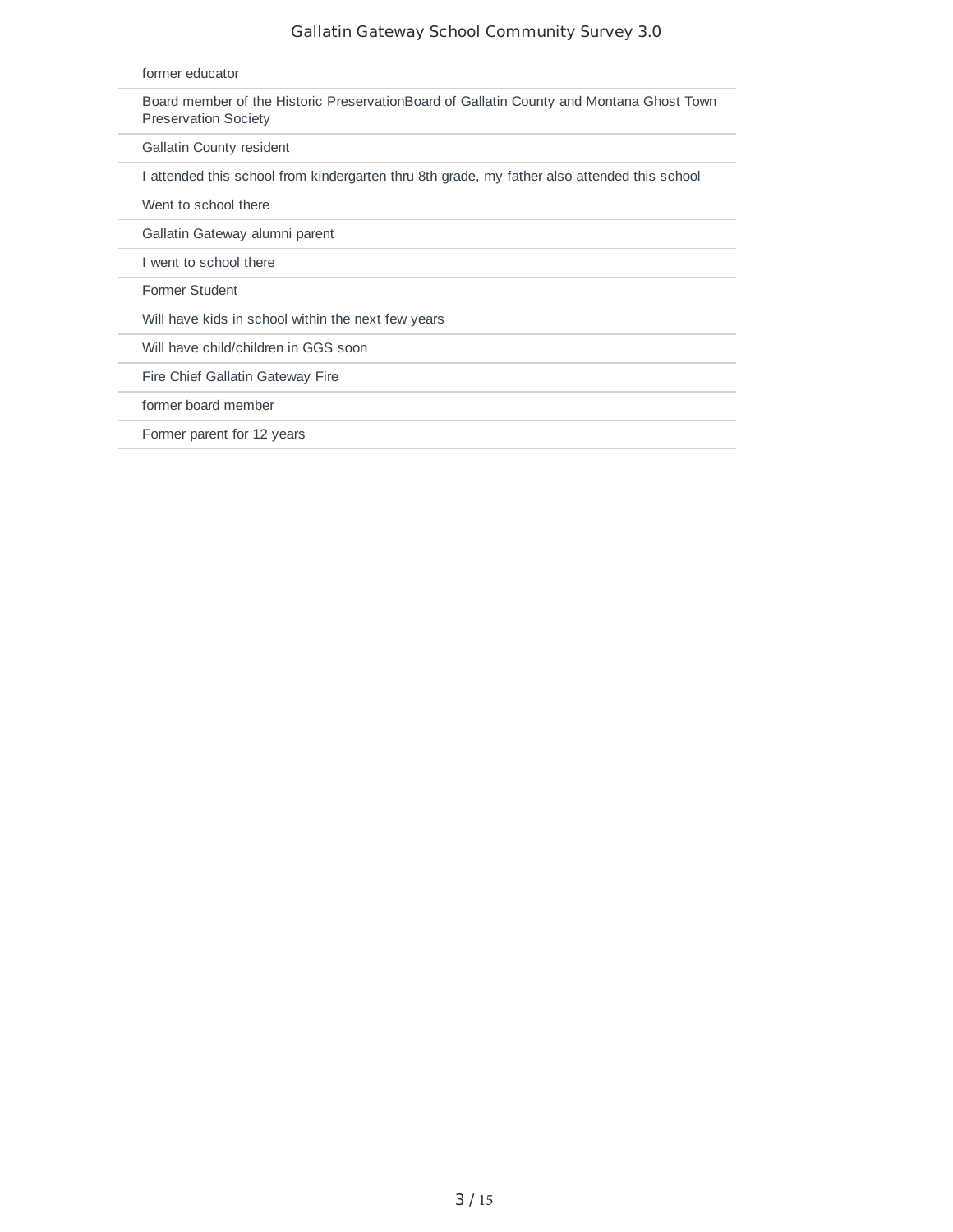former educator

Board member of the Historic PreservationBoard of Gallatin County and Montana Ghost Town Preservation Society

Gallatin County resident

I attended this school from kindergarten thru 8th grade, my father also attended this school

Went to school there

Gallatin Gateway alumni parent

I went to school there

Former Student

Will have kids in school within the next few years

Will have child/children in GGS soon

Fire Chief Gallatin Gateway Fire

former board member

Former parent for 12 years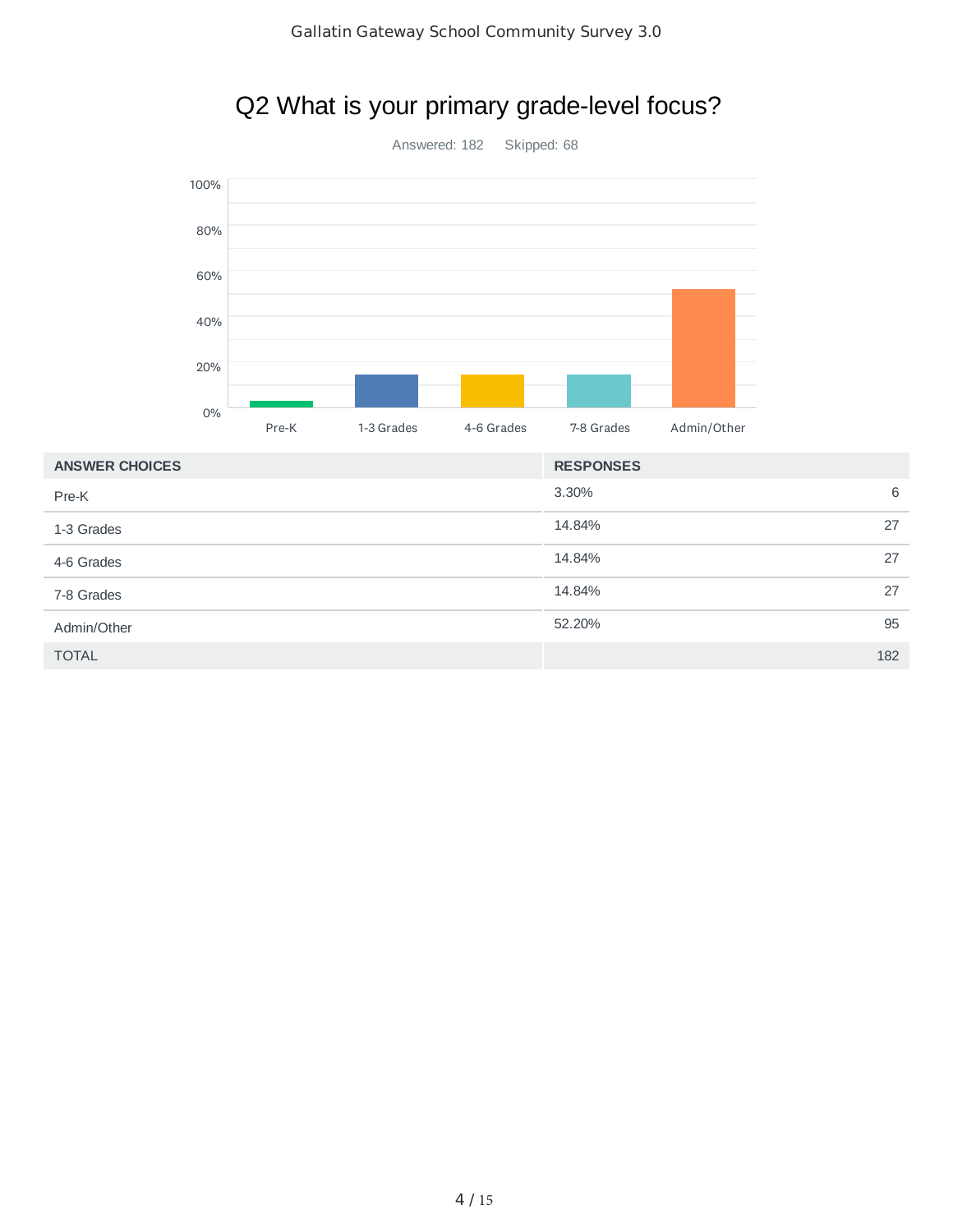## Q2 What is your primary grade-level focus?

Answered: 182 Skipped: 68

| ANSWER CHOICES | RESPONSES | |
| --- | --- | --- |
| Pre-K | 3.30% | 6 |
| 1-3 Grades | 14.84% | 27 |
| 4-6 Grades | 14.84% | 27 |
| 7-8 Grades | 14.84% | 27 |
| Admin/Other | 52.20% | 95 |
| TOTAL | | 182 |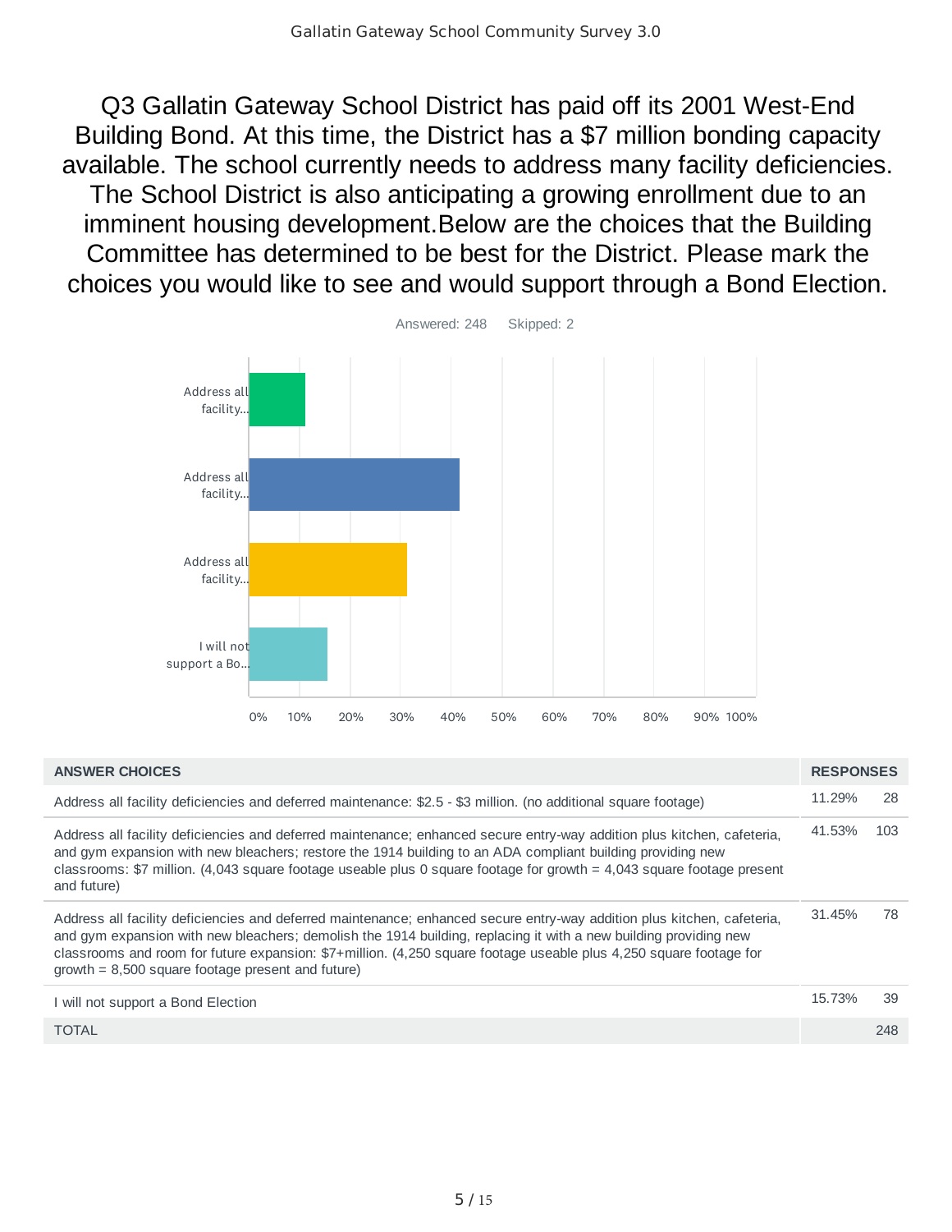Q3 Gallatin Gateway School District has paid off its 2001 West-End Building Bond. At this time, the District has a $7 million bonding capacity available. The school currently needs to address many facility deficiencies. The School District is also anticipating a growing enrollment due to an imminent housing development.Below are the choices that the Building Committee has determined to be best for the District. Please mark the choices you would like to see and would support through a Bond Election.

Answered: 248 Skipped: 2

| ANSWER CHOICES | RESPONSES | |
|---|---|---|
| Address all facility deficiencies and deferred maintenance: $2.5 - $3 million. (no additional square footage) | 11.29% | 28 |
| Address all facility deficiencies and deferred maintenance; enhanced secure entry-way addition plus kitchen, cafeteria, and gym expansion with new bleachers; restore the 1914 building to an ADA compliant building providing new classrooms: $7 million. (4,043 square footage useable plus 0 square footage for growth = 4,043 square footage present and future) | 41.53% | 103 |
| Address all facility deficiencies and deferred maintenance; enhanced secure entry-way addition plus kitchen, cafeteria, and gym expansion with new bleachers; demolish the 1914 building, replacing it with a new building providing new classrooms and room for future expansion: $7+million. (4,250 square footage useable plus 4,250 square footage for growth = 8,500 square footage present and future) | 31.45% | 78 |
| I will not support a Bond Election | 15.73% | 39 |
| TOTAL | | 248 |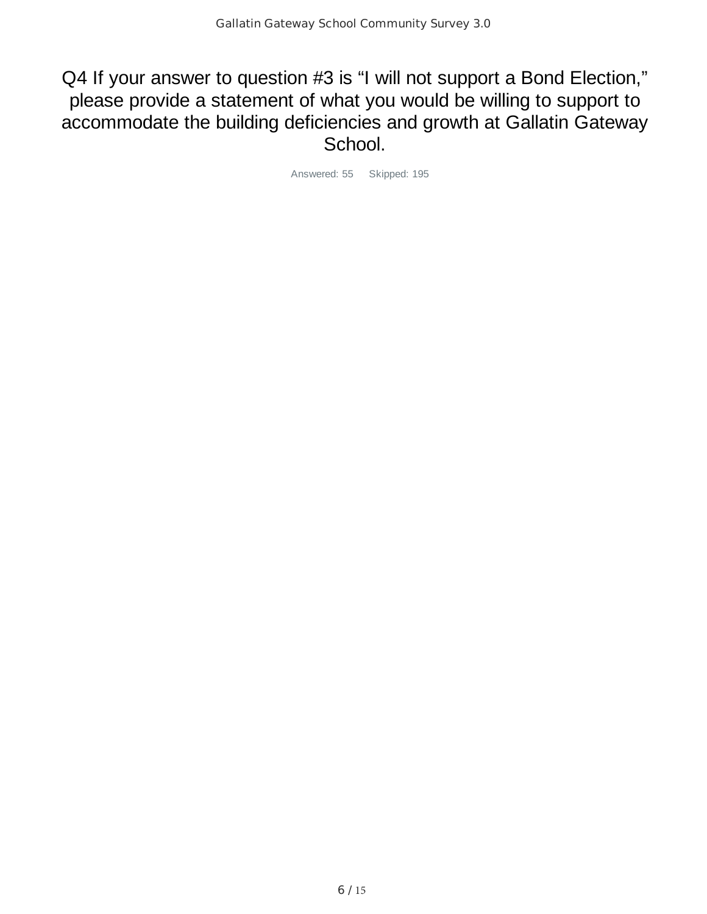## Q4 If your answer to question #3 is “I will not support a Bond Election,” please provide a statement of what you would be willing to support to accommodate the building deficiencies and growth at Gallatin Gateway School.

Answered: 55 Skipped: 195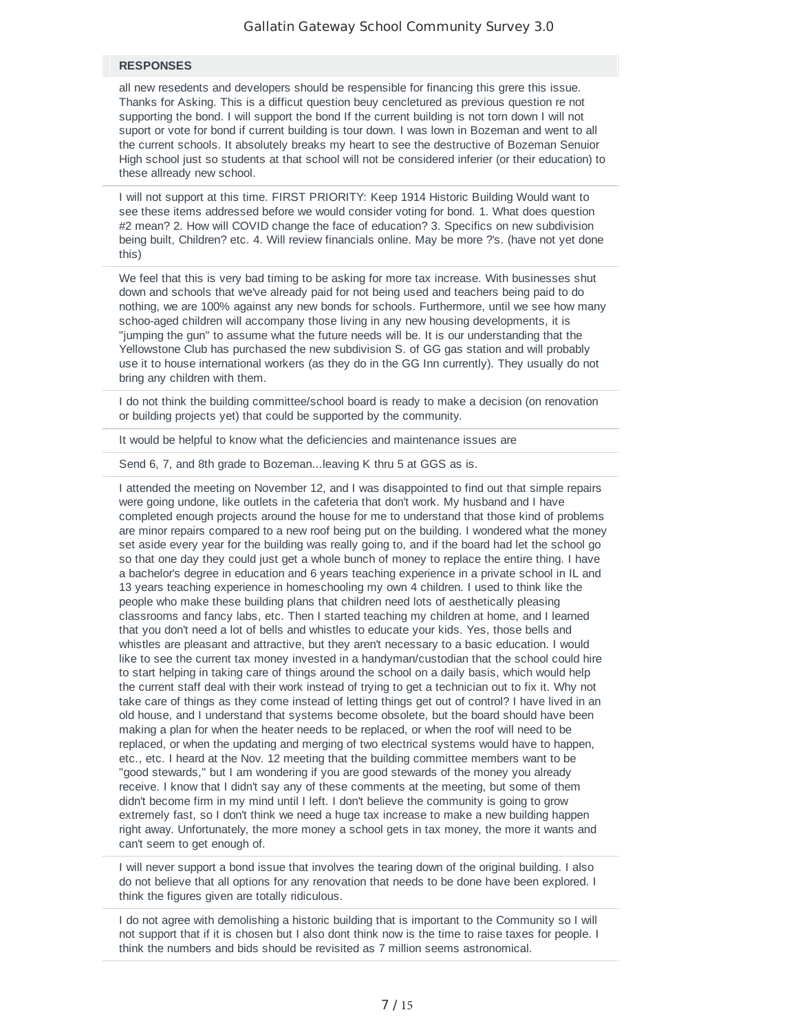**RESPONSES**

all new resedents and developers should be respensible for financing this grere this issue. Thanks for Asking. This is a difficult question beuy cencletured as previous question re not supporting the bond. I will support the bond If the current building is not torn down I will not suport or vote for bond if current building is tour down. I was lown in Bozeman and went to all the current schools. It absolutely breaks my heart to see the destructive of Bozeman Senuior High school just so students at that school will not be considered inferier (or their education) to these allready new school.

---

I will not support at this time. FIRST PRIORITY: Keep 1914 Historic Building Would want to see these items addressed before we would consider voting for bond. 1. What does question #2 mean? 2. How will COVID change the face of education? 3. Specifics on new subdivision being built, Children? etc. 4. Will review financials online. May be more ?'s. (have not yet done this)

---

We feel that this is very bad timing to be asking for more tax increase. With businesses shut down and schools that we've already paid for not being used and teachers being paid to do nothing, we are 100% against any new bonds for schools. Furthermore, until we see how many schoo-aged children will accompany those living in any new housing developments, it is "jumping the gun" to assume what the future needs will be. It is our understanding that the Yellowstone Club has purchased the new subdivision S. of GG gas station and will probably use it to house international workers (as they do in the GG Inn currently). They usually do not bring any children with them.

---

I do not think the building committee/school board is ready to make a decision (on renovation or building projects yet) that could be supported by the community.

---

It would be helpful to know what the deficiencies and maintenance issues are

---

Send 6, 7, and 8th grade to Bozeman...leaving K thru 5 at GGS as is.

---

I attended the meeting on November 12, and I was disappointed to find out that simple repairs were going undone, like outlets in the cafeteria that don't work. My husband and I have completed enough projects around the house for me to understand that those kind of problems are minor repairs compared to a new roof being put on the building. I wondered what the money set aside every year for the building was really going to, and if the board had let the school go so that one day they could just get a whole bunch of money to replace the entire thing. I have a bachelor's degree in education and 6 years teaching experience in a private school in IL and 13 years teaching experience in homeschooling my own 4 children. I used to think like the people who make these building plans that children need lots of aesthetically pleasing classrooms and fancy labs, etc. Then I started teaching my children at home, and I learned that you don't need a lot of bells and whistles to educate your kids. Yes, those bells and whistles are pleasant and attractive, but they aren't necessary to a basic education. I would like to see the current tax money invested in a handyman/custodian that the school could hire to start helping in taking care of things around the school on a daily basis, which would help the current staff deal with their work instead of trying to get a technician out to fix it. Why not take care of things as they come instead of letting things get out of control? I have lived in an old house, and I understand that systems become obsolete, but the board should have been making a plan for when the heater needs to be replaced, or when the roof will need to be replaced, or when the updating and merging of two electrical systems would have to happen, etc., etc. I heard at the Nov. 12 meeting that the building committee members want to be "good stewards," but I am wondering if you are good stewards of the money you already receive. I know that I didn't say any of these comments at the meeting, but some of them didn't become firm in my mind until I left. I don't believe the community is going to grow extremely fast, so I don't think we need a huge tax increase to make a new building happen right away. Unfortunately, the more money a school gets in tax money, the more it wants and can't seem to get enough of.

---

I will never support a bond issue that involves the tearing down of the original building. I also do not believe that all options for any renovation that needs to be done have been explored. I think the figures given are totally ridiculous.

---

I do not agree with demolishing a historic building that is important to the Community so I will not support that if it is chosen but I also dont think now is the time to raise taxes for people. I think the numbers and bids should be revisited as 7 million seems astronomical.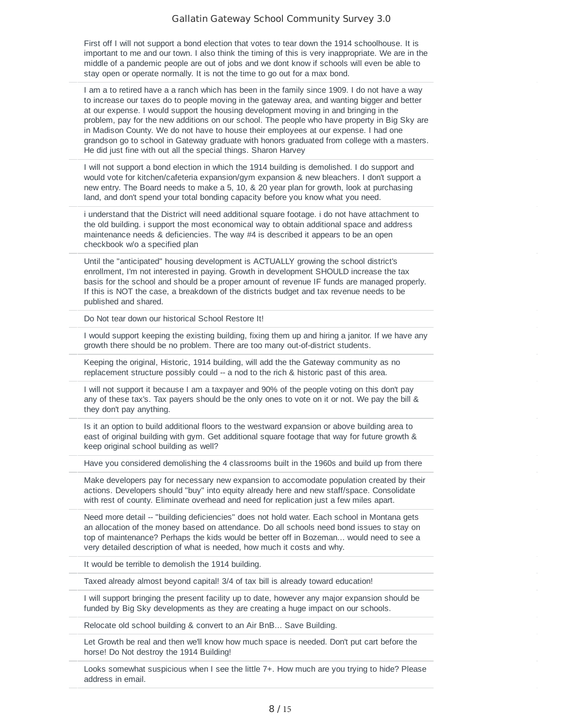First off I will not support a bond election that votes to tear down the 1914 schoolhouse. It is important to me and our town. I also think the timing of this is very inappropriate. We are in the middle of a pandemic people are out of jobs and we dont know if schools will even be able to stay open or operate normally. It is not the time to go out for a max bond.

---

I am a to retired have a a ranch which has been in the family since 1909. I do not have a way to increase our taxes do to people moving in the gateway area, and wanting bigger and better at our expense. I would support the housing development moving in and bringing in the problem, pay for the new additions on our school. The people who have property in Big Sky are in Madison County. We do not have to house their employees at our expense. I had one grandson go to school in Gateway graduate with honors graduated from college with a masters. He did just fine with out all the special things. Sharon Harvey

---

I will not support a bond election in which the 1914 building is demolished. I do support and would vote for kitchen/cafeteria expansion/gym expansion & new bleachers. I don't support a new entry. The Board needs to make a 5, 10, & 20 year plan for growth, look at purchasing land, and don't spend your total bonding capacity before you know what you need.

---

i understand that the District will need additional square footage. i do not have attachment to the old building. i support the most economical way to obtain additional space and address maintenance needs & deficiencies. The way #4 is described it appears to be an open checkbook w/o a specified plan

---

Until the "anticipated" housing development is ACTUALLY growing the school district's enrollment, I'm not interested in paying. Growth in development SHOULD increase the tax basis for the school and should be a proper amount of revenue IF funds are managed properly. If this is NOT the case, a breakdown of the districts budget and tax revenue needs to be published and shared.

---

Do Not tear down our historical School Restore It!

---

I would support keeping the existing building, fixing them up and hiring a janitor. If we have any growth there should be no problem. There are too many out-of-district students.

---

Keeping the original, Historic, 1914 building, will add the the Gateway community as no replacement structure possibly could -- a nod to the rich & historic past of this area.

---

I will not support it because I am a taxpayer and 90% of the people voting on this don't pay any of these tax's. Tax payers should be the only ones to vote on it or not. We pay the bill & they don't pay anything.

---

Is it an option to build additional floors to the westward expansion or above building area to east of original building with gym. Get additional square footage that way for future growth & keep original school building as well?

---

Have you considered demolishing the 4 classrooms built in the 1960s and build up from there

---

Make developers pay for necessary new expansion to accomodate population created by their actions. Developers should "buy" into equity already here and new staff/space. Consolidate with rest of county. Eliminate overhead and need for replication just a few miles apart.

---

Need more detail -- "building deficiencies" does not hold water. Each school in Montana gets an allocation of the money based on attendance. Do all schools need bond issues to stay on top of maintenance? Perhaps the kids would be better off in Bozeman... would need to see a very detailed description of what is needed, how much it costs and why.

---

It would be terrible to demolish the 1914 building.

---

Taxed already almost beyond capital! 3/4 of tax bill is already toward education!

---

I will support bringing the present facility up to date, however any major expansion should be funded by Big Sky developments as they are creating a huge impact on our schools.

---

Relocate old school building & convert to an Air BnB... Save Building.

---

Let Growth be real and then we'll know how much space is needed. Don't put cart before the horse! Do Not destroy the 1914 Building!

---

Looks somewhat suspicious when I see the little 7+. How much are you trying to hide? Please address in email.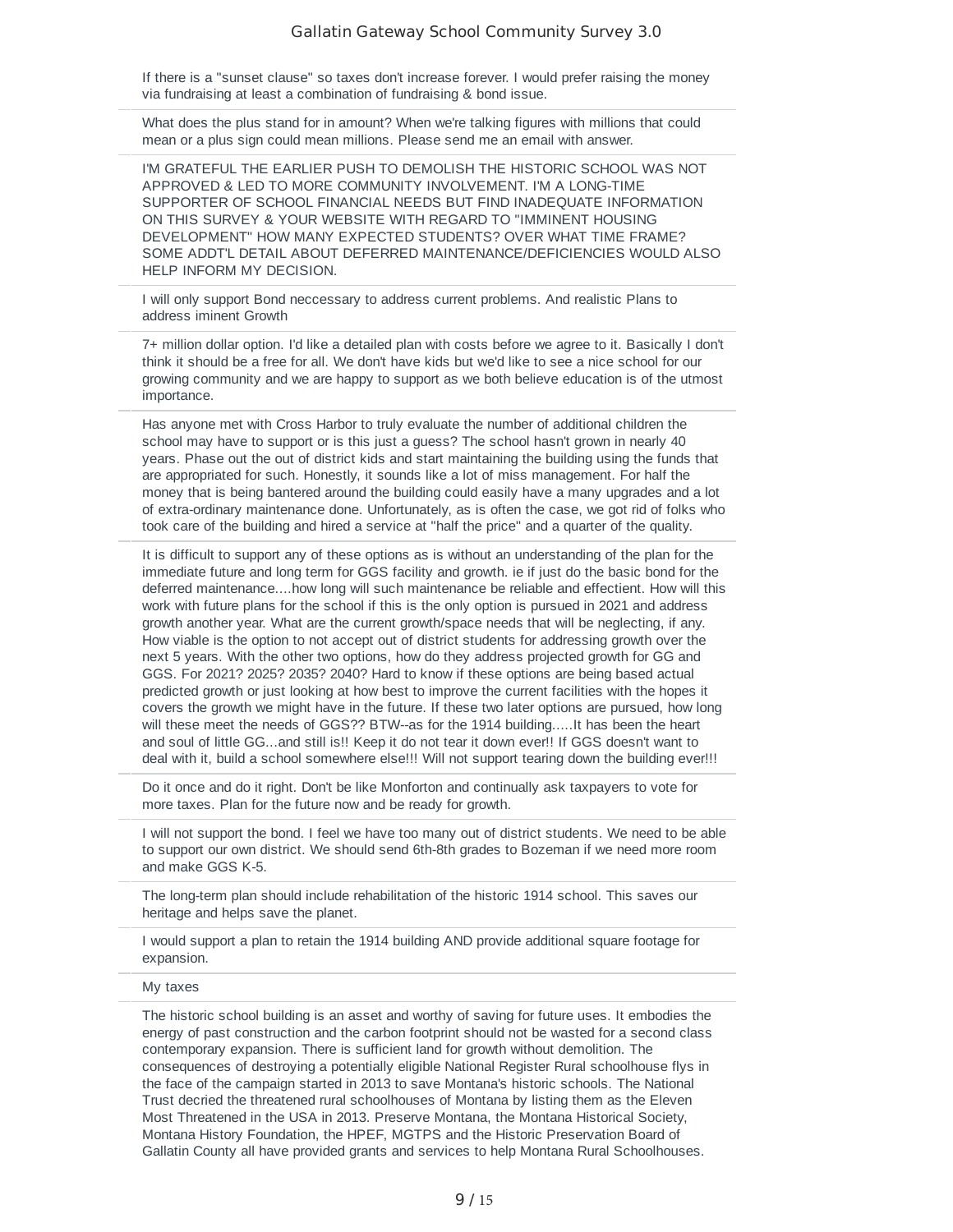If there is a "sunset clause" so taxes don't increase forever. I would prefer raising the money via fundraising at least a combination of fundraising & bond issue.

---

What does the plus stand for in amount? When we're talking figures with millions that could mean or a plus sign could mean millions. Please send me an email with answer.

---

I'M GRATEFUL THE EARLIER PUSH TO DEMOLISH THE HISTORIC SCHOOL WAS NOT APPROVED & LED TO MORE COMMUNITY INVOLVEMENT. I'M A LONG-TIME SUPPORTER OF SCHOOL FINANCIAL NEEDS BUT FIND INADEQUATE INFORMATION ON THIS SURVEY & YOUR WEBSITE WITH REGARD TO "IMMINENT HOUSING DEVELOPMENT" HOW MANY EXPECTED STUDENTS? OVER WHAT TIME FRAME? SOME ADDT'L DETAIL ABOUT DEFERRED MAINTENANCE/DEFICIENCIES WOULD ALSO HELP INFORM MY DECISION.

---

I will only support Bond neccessary to address current problems. And realistic Plans to address iminent Growth

---

7+ million dollar option. I'd like a detailed plan with costs before we agree to it. Basically I don't think it should be a free for all. We don't have kids but we'd like to see a nice school for our growing community and we are happy to support as we both believe education is of the utmost importance.

---

Has anyone met with Cross Harbor to truly evaluate the number of additional children the school may have to support or is this just a guess? The school hasn't grown in nearly 40 years. Phase out the out of district kids and start maintaining the building using the funds that are appropriated for such. Honestly, it sounds like a lot of miss management. For half the money that is being bantered around the building could easily have a many upgrades and a lot of extra-ordinary maintenance done. Unfortunately, as is often the case, we got rid of folks who took care of the building and hired a service at "half the price" and a quarter of the quality.

---

It is difficult to support any of these options as is without an understanding of the plan for the immediate future and long term for GGS facility and growth. ie if just do the basic bond for the deferred maintenance....how long will such maintenance be reliable and effectient. How will this work with future plans for the school if this is the only option is pursued in 2021 and address growth another year. What are the current growth/space needs that will be neglecting, if any. How viable is the option to not accept out of district students for addressing growth over the next 5 years. With the other two options, how do they address projected growth for GG and GGS. For 2021? 2025? 2035? 2040? Hard to know if these options are being based actual predicted growth or just looking at how best to improve the current facilities with the hopes it covers the growth we might have in the future. If these two later options are pursued, how long will these meet the needs of GGS?? BTW--as for the 1914 building.....It has been the heart and soul of little GG...and still is!! Keep it do not tear it down ever!! If GGS doesn't want to deal with it, build a school somewhere else!!! Will not support tearing down the building ever!!!

---

Do it once and do it right. Don't be like Monforton and continually ask taxpayers to vote for more taxes. Plan for the future now and be ready for growth.

---

I will not support the bond. I feel we have too many out of district students. We need to be able to support our own district. We should send 6th-8th grades to Bozeman if we need more room and make GGS K-5.

---

The long-term plan should include rehabilitation of the historic 1914 school. This saves our heritage and helps save the planet.

---

I would support a plan to retain the 1914 building AND provide additional square footage for expansion.

---

My taxes

---

The historic school building is an asset and worthy of saving for future uses. It embodies the energy of past construction and the carbon footprint should not be wasted for a second class contemporary expansion. There is sufficient land for growth without demolition. The consequences of destroying a potentially eligible National Register Rural schoolhouse flys in the face of the campaign started in 2013 to save Montana's historic schools. The National Trust decried the threatened rural schoolhouses of Montana by listing them as the Eleven Most Threatened in the USA in 2013. Preserve Montana, the Montana Historical Society, Montana History Foundation, the HPEF, MGTPS and the Historic Preservation Board of Gallatin County all have provided grants and services to help Montana Rural Schoolhouses.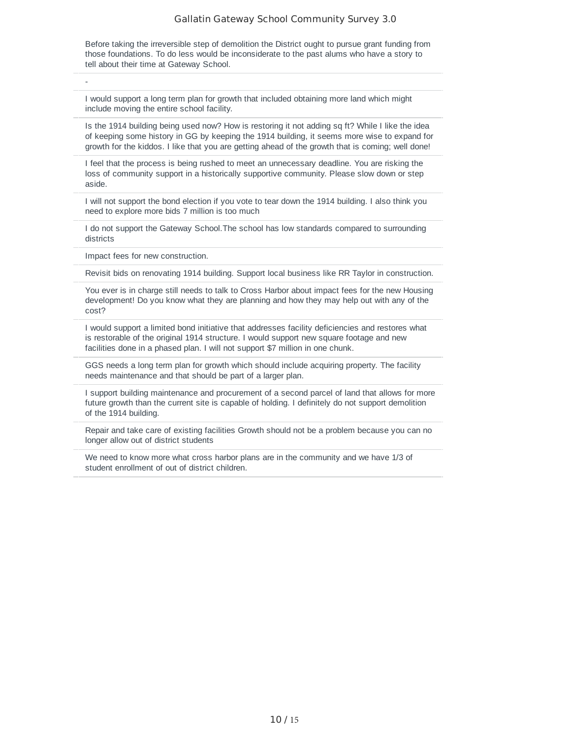Before taking the irreversible step of demolition the District ought to pursue grant funding from those foundations. To do less would be inconsiderate to the past alums who have a story to tell about their time at Gateway School.

-

I would support a long term plan for growth that included obtaining more land which might include moving the entire school facility.

Is the 1914 building being used now? How is restoring it not adding sq ft? While I like the idea of keeping some history in GG by keeping the 1914 building, it seems more wise to expand for growth for the kiddos. I like that you are getting ahead of the growth that is coming; well done!

I feel that the process is being rushed to meet an unnecessary deadline. You are risking the loss of community support in a historically supportive community. Please slow down or step aside.

I will not support the bond election if you vote to tear down the 1914 building. I also think you need to explore more bids 7 million is too much

I do not support the Gateway School.The school has low standards compared to surrounding districts

Impact fees for new construction.

Revisit bids on renovating 1914 building. Support local business like RR Taylor in construction.

You ever is in charge still needs to talk to Cross Harbor about impact fees for the new Housing development! Do you know what they are planning and how they may help out with any of the cost?

I would support a limited bond initiative that addresses facility deficiencies and restores what is restorable of the original 1914 structure. I would support new square footage and new facilities done in a phased plan. I will not support $7 million in one chunk.

GGS needs a long term plan for growth which should include acquiring property. The facility needs maintenance and that should be part of a larger plan.

I support building maintenance and procurement of a second parcel of land that allows for more future growth than the current site is capable of holding. I definitely do not support demolition of the 1914 building.

Repair and take care of existing facilities Growth should not be a problem because you can no longer allow out of district students

We need to know more what cross harbor plans are in the community and we have 1/3 of student enrollment of out of district children.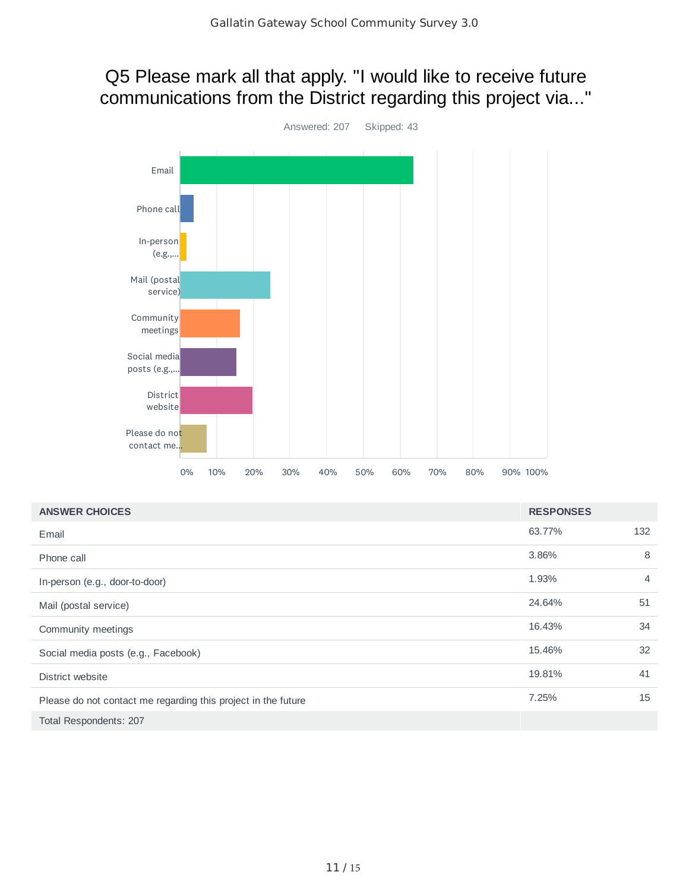# Q5 Please mark all that apply. "I would like to receive future communications from the District regarding this project via..."

Answered: 207 Skipped: 43

| ANSWER CHOICES | RESPONSES | |
|---|---|---|
| Email | 63.77% | 132 |
| Phone call | 3.86% | 8 |
| In-person (e.g., door-to-door) | 1.93% | 4 |
| Mail (postal service) | 24.64% | 51 |
| Community meetings | 16.43% | 34 |
| Social media posts (e.g., Facebook) | 15.46% | 32 |
| District website | 19.81% | 41 |
| Please do not contact me regarding this project in the future | 7.25% | 15 |
| Total Respondents: 207 | | |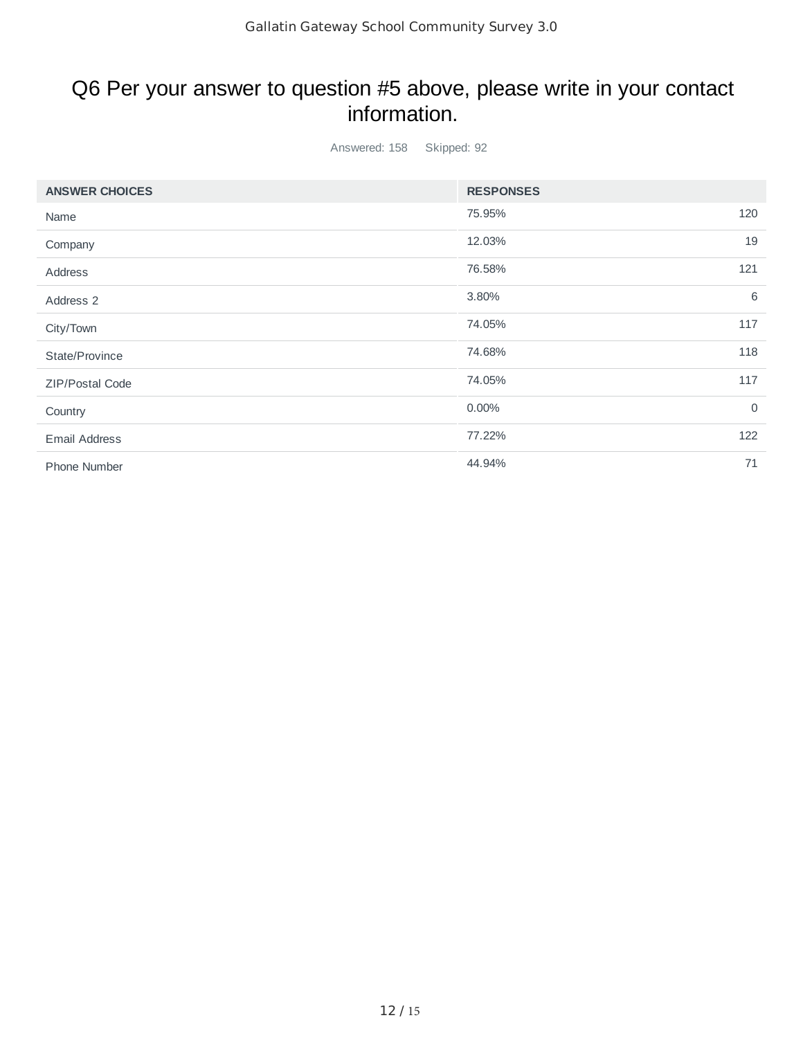# Q6 Per your answer to question #5 above, please write in your contact information.

Answered: 158 Skipped: 92

| ANSWER CHOICES | RESPONSES | |
|---|---|---|
| Name | 75.95% | 120 |
| Company | 12.03% | 19 |
| Address | 76.58% | 121 |
| Address 2 | 3.80% | 6 |
| City/Town | 74.05% | 117 |
| State/Province | 74.68% | 118 |
| ZIP/Postal Code | 74.05% | 117 |
| Country | 0.00% | 0 |
| Email Address | 77.22% | 122 |
| Phone Number | 44.94% | 71 |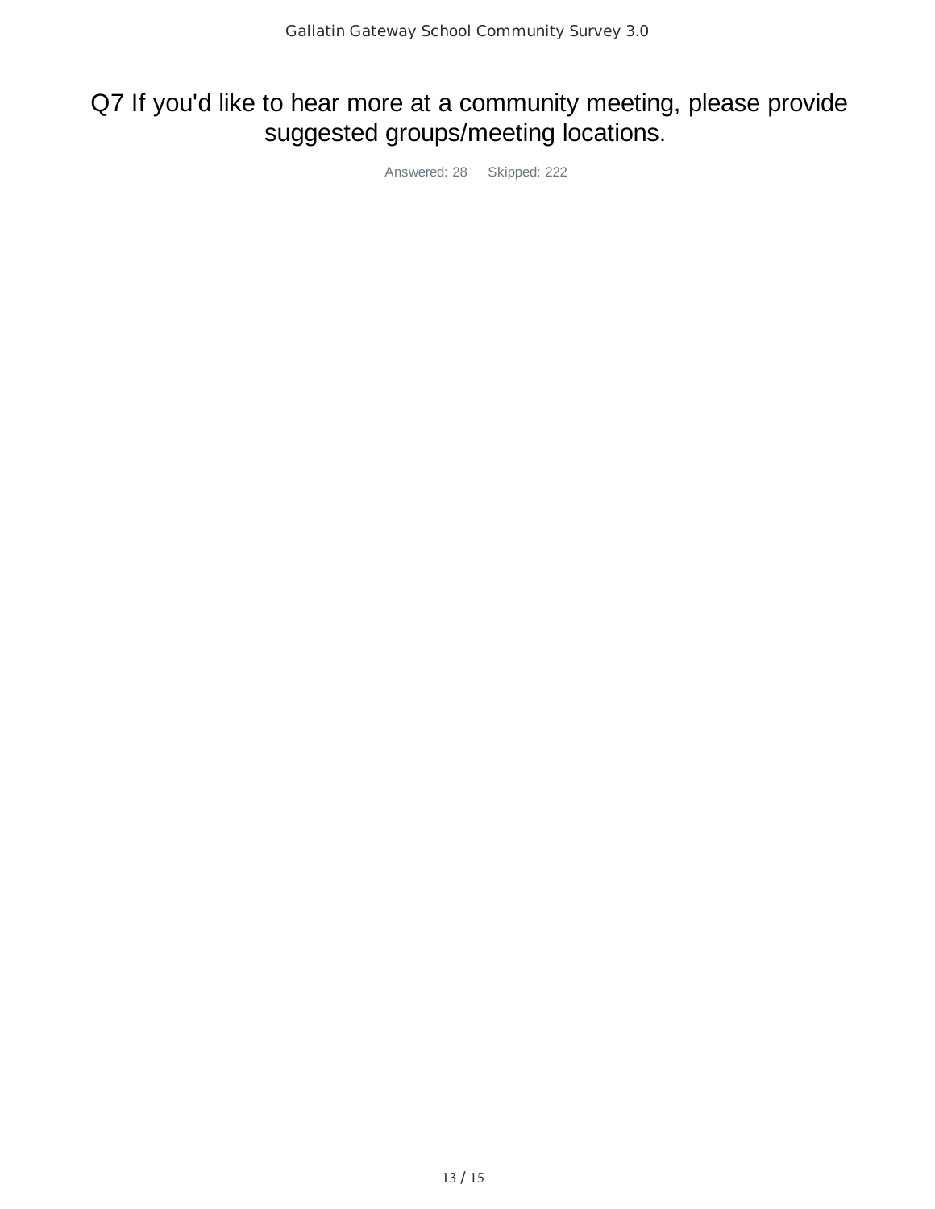# Q7 If you'd like to hear more at a community meeting, please provide suggested groups/meeting locations.

Answered: 28 Skipped: 222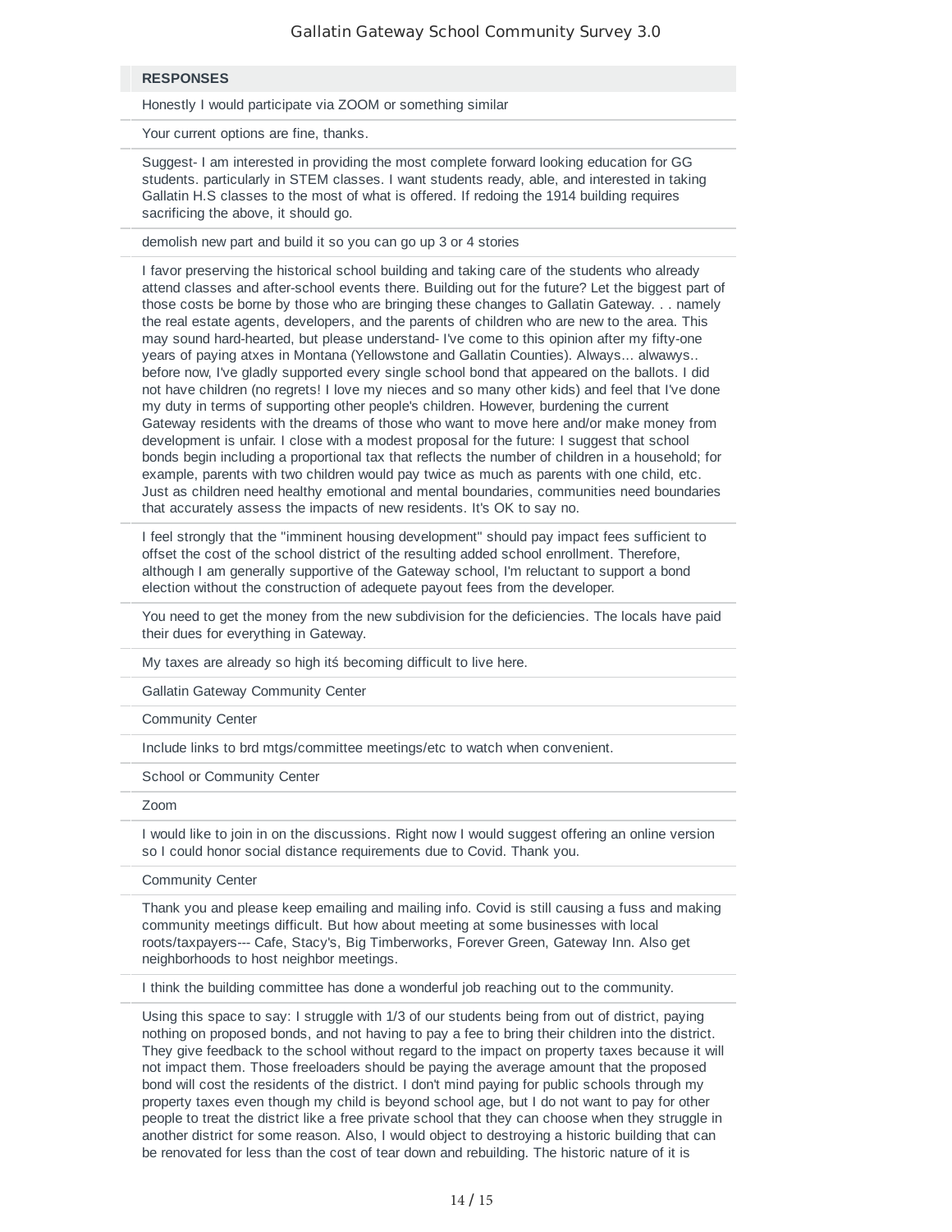| RESPONSES |
| --- |
| Honestly I would participate via ZOOM or something similar |
| Your current options are fine, thanks. |
| Suggest- I am interested in providing the most complete forward looking education for GG students. particularly in STEM classes. I want students ready, able, and interested in taking Gallatin H.S classes to the most of what is offered. If redoing the 1914 building requires sacrificing the above, it should go. |
| demolish new part and build it so you can go up 3 or 4 stories |
| I favor preserving the historical school building and taking care of the students who already attend classes and after-school events there. Building out for the future? Let the biggest part of those costs be borne by those who are bringing these changes to Gallatin Gateway. . . namely the real estate agents, developers, and the parents of children who are new to the area. This may sound hard-hearted, but please understand- I've come to this opinion after my fifty-one years of paying atxes in Montana (Yellowstone and Gallatin Counties). Always... alwawys.. before now, I've gladly supported every single school bond that appeared on the ballots. I did not have children (no regrets! I love my nieces and so many other kids) and feel that I've done my duty in terms of supporting other people's children. However, burdening the current Gateway residents with the dreams of those who want to move here and/or make money from development is unfair. I close with a modest proposal for the future: I suggest that school bonds begin including a proportional tax that reflects the number of children in a household; for example, parents with two children would pay twice as much as parents with one child, etc. Just as children need healthy emotional and mental boundaries, communities need boundaries that accurately assess the impacts of new residents. It's OK to say no. |
| I feel strongly that the "imminent housing development" should pay impact fees sufficient to offset the cost of the school district of the resulting added school enrollment. Therefore, although I am generally supportive of the Gateway school, I'm reluctant to support a bond election without the construction of adequete payout fees from the developer. |
| You need to get the money from the new subdivision for the deficiencies. The locals have paid their dues for everything in Gateway. |
| My taxes are already so high itś becoming difficult to live here. |
| Gallatin Gateway Community Center |
| Community Center |
| Include links to brd mtgs/committee meetings/etc to watch when convenient. |
| School or Community Center |
| Zoom |
| I would like to join in on the discussions. Right now I would suggest offering an online version so I could honor social distance requirements due to Covid. Thank you. |
| Community Center |
| Thank you and please keep emailing and mailing info. Covid is still causing a fuss and making community meetings difficult. But how about meeting at some businesses with local roots/taxpayers--- Cafe, Stacy's, Big Timberworks, Forever Green, Gateway Inn. Also get neighborhoods to host neighbor meetings. |
| I think the building committee has done a wonderful job reaching out to the community. |
| Using this space to say: I struggle with 1/3 of our students being from out of district, paying nothing on proposed bonds, and not having to pay a fee to bring their children into the district. They give feedback to the school without regard to the impact on property taxes because it will not impact them. Those freeloaders should be paying the average amount that the proposed bond will cost the residents of the district. I don't mind paying for public schools through my property taxes even though my child is beyond school age, but I do not want to pay for other people to treat the district like a free private school that they can choose when they struggle in another district for some reason. Also, I would object to destroying a historic building that can be renovated for less than the cost of tear down and rebuilding. The historic nature of it is |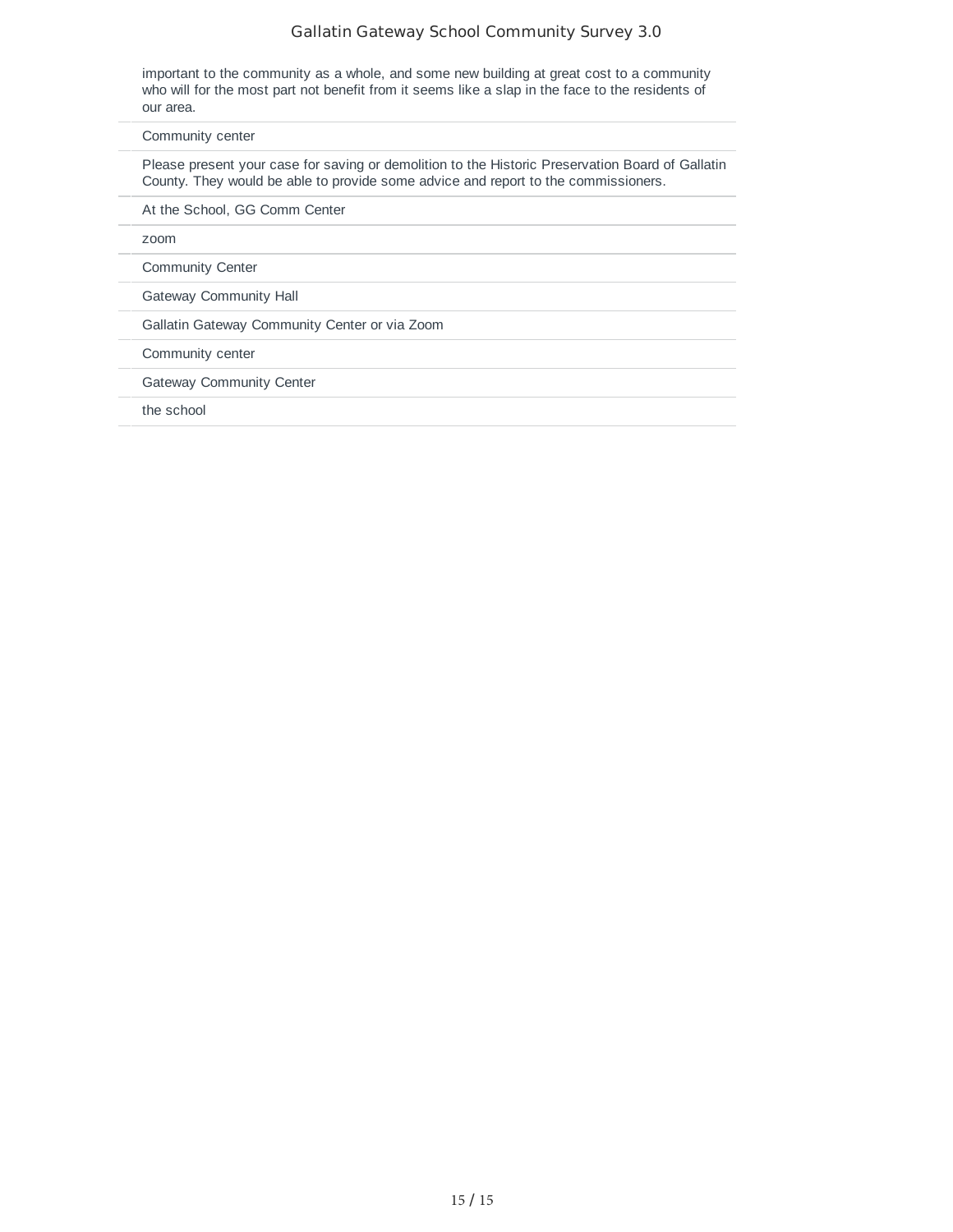important to the community as a whole, and some new building at great cost to a community who will for the most part not benefit from it seems like a slap in the face to the residents of our area.

Community center

Please present your case for saving or demolition to the Historic Preservation Board of Gallatin County. They would be able to provide some advice and report to the commissioners.

At the School, GG Comm Center

zoom

Community Center

Gateway Community Hall

Gallatin Gateway Community Center or via Zoom

Community center

Gateway Community Center

the school